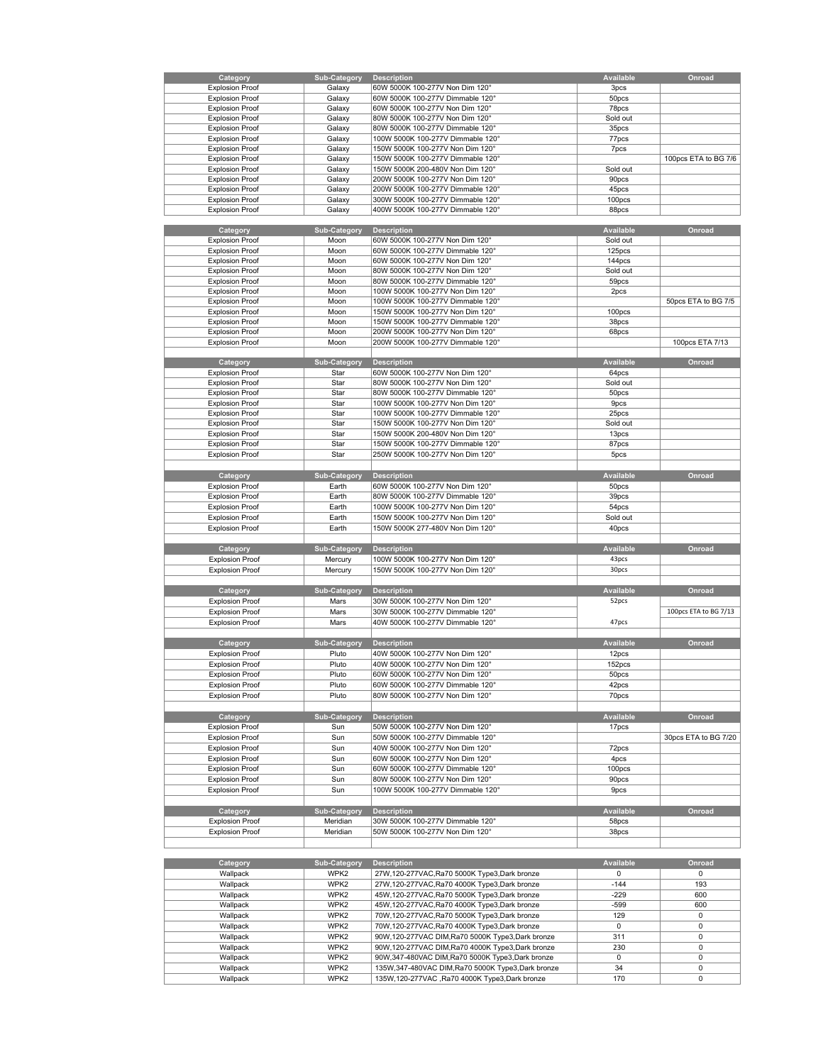| Category | Sub-Category | Description | Available | Onroad |
|---|---|---|---|---|
| Explosion Proof | Galaxy | 60W 5000K 100-277V Non Dim 120° | 3pcs | |
| Explosion Proof | Galaxy | 60W 5000K 100-277V Dimmable 120° | 50pcs | |
| Explosion Proof | Galaxy | 60W 5000K 100-277V Non Dim 120° | 78pcs | |
| Explosion Proof | Galaxy | 80W 5000K 100-277V Non Dim 120° | Sold out | |
| Explosion Proof | Galaxy | 80W 5000K 100-277V Dimmable 120° | 35pcs | |
| Explosion Proof | Galaxy | 100W 5000K 100-277V Dimmable 120° | 77pcs | |
| Explosion Proof | Galaxy | 150W 5000K 100-277V Non Dim 120° | 7pcs | |
| Explosion Proof | Galaxy | 150W 5000K 100-277V Dimmable 120° | | 100pcs ETA to BG 7/6 |
| Explosion Proof | Galaxy | 150W 5000K 200-480V Non Dim 120° | Sold out | |
| Explosion Proof | Galaxy | 200W 5000K 100-277V Non Dim 120° | 90pcs | |
| Explosion Proof | Galaxy | 200W 5000K 100-277V Dimmable 120° | 45pcs | |
| Explosion Proof | Galaxy | 300W 5000K 100-277V Dimmable 120° | 100pcs | |
| Explosion Proof | Galaxy | 400W 5000K 100-277V Dimmable 120° | 88pcs | |

| Category | Sub-Category | Description | Available | Onroad |
|---|---|---|---|---|
| Explosion Proof | Moon | 60W 5000K 100-277V Non Dim 120° | Sold out | |
| Explosion Proof | Moon | 60W 5000K 100-277V Dimmable 120° | 125pcs | |
| Explosion Proof | Moon | 60W 5000K 100-277V Non Dim 120° | 144pcs | |
| Explosion Proof | Moon | 80W 5000K 100-277V Non Dim 120° | Sold out | |
| Explosion Proof | Moon | 80W 5000K 100-277V Dimmable 120° | 59pcs | |
| Explosion Proof | Moon | 100W 5000K 100-277V Non Dim 120° | 2pcs | |
| Explosion Proof | Moon | 100W 5000K 100-277V Dimmable 120° | | 50pcs ETA to BG 7/5 |
| Explosion Proof | Moon | 150W 5000K 100-277V Non Dim 120° | 100pcs | |
| Explosion Proof | Moon | 150W 5000K 100-277V Dimmable 120° | 38pcs | |
| Explosion Proof | Moon | 200W 5000K 100-277V Non Dim 120° | 68pcs | |
| Explosion Proof | Moon | 200W 5000K 100-277V Dimmable 120° | | 100pcs ETA 7/13 |

| Category | Sub-Category | Description | Available | Onroad |
|---|---|---|---|---|
| Explosion Proof | Star | 60W 5000K 100-277V Non Dim 120° | 64pcs | |
| Explosion Proof | Star | 80W 5000K 100-277V Non Dim 120° | Sold out | |
| Explosion Proof | Star | 80W 5000K 100-277V Dimmable 120° | 50pcs | |
| Explosion Proof | Star | 100W 5000K 100-277V Non Dim 120° | 9pcs | |
| Explosion Proof | Star | 100W 5000K 100-277V Dimmable 120° | 25pcs | |
| Explosion Proof | Star | 150W 5000K 100-277V Non Dim 120° | Sold out | |
| Explosion Proof | Star | 150W 5000K 200-480V Non Dim 120° | 13pcs | |
| Explosion Proof | Star | 150W 5000K 100-277V Dimmable 120° | 87pcs | |
| Explosion Proof | Star | 250W 5000K 100-277V Non Dim 120° | 5pcs | |

| Category | Sub-Category | Description | Available | Onroad |
|---|---|---|---|---|
| Explosion Proof | Earth | 60W 5000K 100-277V Non Dim 120° | 50pcs | |
| Explosion Proof | Earth | 80W 5000K 100-277V Dimmable 120° | 39pcs | |
| Explosion Proof | Earth | 100W 5000K 100-277V Non Dim 120° | 54pcs | |
| Explosion Proof | Earth | 150W 5000K 100-277V Non Dim 120° | Sold out | |
| Explosion Proof | Earth | 150W 5000K 277-480V Non Dim 120° | 40pcs | |

| Category | Sub-Category | Description | Available | Onroad |
|---|---|---|---|---|
| Explosion Proof | Mercury | 100W 5000K 100-277V Non Dim 120° | 43pcs | |
| Explosion Proof | Mercury | 150W 5000K 100-277V Non Dim 120° | 30pcs | |

| Category | Sub-Category | Description | Available | Onroad |
|---|---|---|---|---|
| Explosion Proof | Mars | 30W 5000K 100-277V Non Dim 120° | 52pcs | |
| Explosion Proof | Mars | 30W 5000K 100-277V Dimmable 120° | | 100pcs ETA to BG 7/13 |
| Explosion Proof | Mars | 40W 5000K 100-277V Dimmable 120° | 47pcs | |

| Category | Sub-Category | Description | Available | Onroad |
|---|---|---|---|---|
| Explosion Proof | Pluto | 40W 5000K 100-277V Non Dim 120° | 12pcs | |
| Explosion Proof | Pluto | 40W 5000K 100-277V Non Dim 120° | 152pcs | |
| Explosion Proof | Pluto | 60W 5000K 100-277V Non Dim 120° | 50pcs | |
| Explosion Proof | Pluto | 60W 5000K 100-277V Dimmable 120° | 42pcs | |
| Explosion Proof | Pluto | 80W 5000K 100-277V Non Dim 120° | 70pcs | |

| Category | Sub-Category | Description | Available | Onroad |
|---|---|---|---|---|
| Explosion Proof | Sun | 50W 5000K 100-277V Non Dim 120° | 17pcs | |
| Explosion Proof | Sun | 50W 5000K 100-277V Dimmable 120° | | 30pcs ETA to BG 7/20 |
| Explosion Proof | Sun | 40W 5000K 100-277V Non Dim 120° | 72pcs | |
| Explosion Proof | Sun | 60W 5000K 100-277V Non Dim 120° | 4pcs | |
| Explosion Proof | Sun | 60W 5000K 100-277V Dimmable 120° | 100pcs | |
| Explosion Proof | Sun | 80W 5000K 100-277V Non Dim 120° | 90pcs | |
| Explosion Proof | Sun | 100W 5000K 100-277V Dimmable 120° | 9pcs | |

| Category | Sub-Category | Description | Available | Onroad |
|---|---|---|---|---|
| Explosion Proof | Meridian | 30W 5000K 100-277V Dimmable 120° | 58pcs | |
| Explosion Proof | Meridian | 50W 5000K 100-277V Non Dim 120° | 38pcs | |

| Category | Sub-Category | Description | Available | Onroad |
|---|---|---|---|---|
| Wallpack | WPK2 | 27W,120-277VAC,Ra70 5000K Type3,Dark bronze | 0 | 0 |
| Wallpack | WPK2 | 27W,120-277VAC,Ra70 4000K Type3,Dark bronze | -144 | 193 |
| Wallpack | WPK2 | 45W,120-277VAC,Ra70 5000K Type3,Dark bronze | -229 | 600 |
| Wallpack | WPK2 | 45W,120-277VAC,Ra70 4000K Type3,Dark bronze | -599 | 600 |
| Wallpack | WPK2 | 70W,120-277VAC,Ra70 5000K Type3,Dark bronze | 129 | 0 |
| Wallpack | WPK2 | 70W,120-277VAC,Ra70 4000K Type3,Dark bronze | 0 | 0 |
| Wallpack | WPK2 | 90W,120-277VAC DIM,Ra70 5000K Type3,Dark bronze | 311 | 0 |
| Wallpack | WPK2 | 90W,120-277VAC DIM,Ra70 4000K Type3,Dark bronze | 230 | 0 |
| Wallpack | WPK2 | 90W,347-480VAC DIM,Ra70 5000K Type3,Dark bronze | 0 | 0 |
| Wallpack | WPK2 | 135W,347-480VAC DIM,Ra70 5000K Type3,Dark bronze | 34 | 0 |
| Wallpack | WPK2 | 135W,120-277VAC ,Ra70 4000K Type3,Dark bronze | 170 | 0 |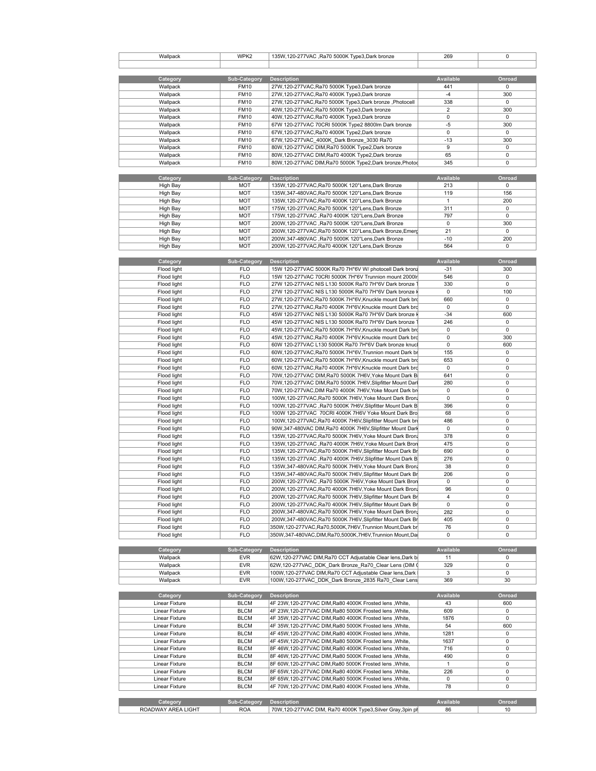| | | | | |
|---|---|---|---|---|
| Wallpack | WPK2 | 135W,120-277VAC ,Ra70 5000K Type3,Dark bronze | 269 | 0 |
| | | | | |

| Category | Sub-Category | Description | Available | Onroad |
|---|---|---|---|---|
| Wallpack | FM10 | 27W,120-277VAC,Ra70 5000K Type3,Dark bronze | 441 | 0 |
| Wallpack | FM10 | 27W,120-277VAC,Ra70 4000K Type3,Dark bronze | -4 | 300 |
| Wallpack | FM10 | 27W,120-277VAC,Ra70 5000K Type3,Dark bronze ,Photocell | 338 | 0 |
| Wallpack | FM10 | 40W,120-277VAC,Ra70 5000K Type3,Dark bronze | 2 | 300 |
| Wallpack | FM10 | 40W,120-277VAC,Ra70 4000K Type3,Dark bronze | 0 | 0 |
| Wallpack | FM10 | 67W 120-277VAC 70CRI 5000K Type2 8800lm Dark bronze | -5 | 300 |
| Wallpack | FM10 | 67W,120-277VAC,Ra70 4000K Type2,Dark bronze | 0 | 0 |
| Wallpack | FM10 | 67W,120-277VAC_4000K_Dark Bronze_3030 Ra70 | -13 | 300 |
| Wallpack | FM10 | 80W,120-277VAC DIM,Ra70 5000K Type2,Dark bronze | 9 | 0 |
| Wallpack | FM10 | 80W,120-277VAC DIM,Ra70 4000K Type2,Dark bronze | 65 | 0 |
| Wallpack | FM10 | 80W,120-277VAC DIM,Ra70 5000K Type2,Dark bronze,Photoc | 345 | 0 |

| Category | Sub-Category | Description | Available | Onroad |
|---|---|---|---|---|
| High Bay | MOT | 135W,120-277VAC,Ra70 5000K 120°Lens,Dark Bronze | 213 | 0 |
| High Bay | MOT | 135W,347-480VAC,Ra70 5000K 120°Lens,Dark Bronze | 119 | 156 |
| High Bay | MOT | 135W,120-277VAC,Ra70 4000K 120°Lens,Dark Bronze | 1 | 200 |
| High Bay | MOT | 175W,120-277VAC,Ra70 5000K 120°Lens,Dark Bronze | 311 | 0 |
| High Bay | MOT | 175W,120-277VAC ,Ra70 4000K 120°Lens,Dark Bronze | 797 | 0 |
| High Bay | MOT | 200W,120-277VAC ,Ra70 5000K 120°Lens,Dark Bronze | 0 | 300 |
| High Bay | MOT | 200W,120-277VAC,Ra70 5000K 120°Lens,Dark Bronze,Emerg | 21 | 0 |
| High Bay | MOT | 200W,347-480VAC ,Ra70 5000K 120°Lens,Dark Bronze | -10 | 200 |
| High Bay | MOT | 200W,120-277VAC,Ra70 4000K 120°Lens,Dark Bronze | 564 | 0 |

| Category | Sub-Category | Description | Available | Onroad |
|---|---|---|---|---|
| Flood light | FLO | 15W 120-277VAC 5000K Ra70 7H*6V W/ photocell Dark bronz | -31 | 300 |
| Flood light | FLO | 15W 120-277VAC 70CRI 5000K 7H*6V Trunnion mount 2000lr | 546 | 0 |
| Flood light | FLO | 27W 120-277VAC NIS L130 5000K Ra70 7H*6V Dark bronze T | 330 | 0 |
| Flood light | FLO | 27W 120-277VAC NIS L130 5000K Ra70 7H*6V Dark bronze k | 0 | 100 |
| Flood light | FLO | 27W,120-277VAC,Ra70 5000K 7H*6V,Knuckle mount Dark bro | 660 | 0 |
| Flood light | FLO | 27W,120-277VAC,Ra70 4000K 7H*6V,Knuckle mount Dark bro | 0 | 0 |
| Flood light | FLO | 45W 120-277VAC NIS L130 5000K Ra70 7H*6V Dark bronze k | -34 | 600 |
| Flood light | FLO | 45W 120-277VAC NIS L130 5000K Ra70 7H*6V Dark bronze T | 246 | 0 |
| Flood light | FLO | 45W,120-277VAC,Ra70 5000K 7H*6V,Knuckle mount Dark bro | 0 | 0 |
| Flood light | FLO | 45W,120-277VAC,Ra70 4000K 7H*6V,Knuckle mount Dark bro | 0 | 300 |
| Flood light | FLO | 60W 120-277VAC L130 5000K Ra70 7H*6V Dark bronze knucl | 0 | 600 |
| Flood light | FLO | 60W,120-277VAC,Ra70 5000K 7H*6V,Trunnion mount Dark br | 155 | 0 |
| Flood light | FLO | 60W,120-277VAC,Ra70 5000K 7H*6V,Knuckle mount Dark bro | 653 | 0 |
| Flood light | FLO | 60W,120-277VAC,Ra70 4000K 7H*6V,Knuckle mount Dark bro | 0 | 0 |
| Flood light | FLO | 70W,120-277VAC DIM,Ra70 5000K 7H6V,Yoke Mount Dark B | 641 | 0 |
| Flood light | FLO | 70W,120-277VAC DIM,Ra70 5000K 7H6V,Slipfitter Mount Dark | 280 | 0 |
| Flood light | FLO | 70W,120-277VAC,DIM Ra70 4000K 7H6V,Yoke Mount Dark br | 0 | 0 |
| Flood light | FLO | 100W,120-277VAC,Ra70 5000K 7H6V,Yoke Mount Dark Bronz | 0 | 0 |
| Flood light | FLO | 100W,120-277VAC ,Ra70 5000K 7H6V,Slipfitter Mount Dark B | 396 | 0 |
| Flood light | FLO | 100W 120-277VAC 70CRI 4000K 7H6V Yoke Mount Dark Bro | 68 | 0 |
| Flood light | FLO | 100W,120-277VAC,Ra70 4000K 7H6V,Slipfitter Mount Dark bro | 486 | 0 |
| Flood light | FLO | 90W,347-480VAC DIM,Ra70 4000K 7H6V,Slipfitter Mount Dark | 0 | 0 |
| Flood light | FLO | 135W,120-277VAC,Ra70 5000K 7H6V,Yoke Mount Dark Bronz | 378 | 0 |
| Flood light | FLO | 135W,120-277VAC ,Ra70 4000K 7H6V,Yoke Mount Dark Bron | 475 | 0 |
| Flood light | FLO | 135W,120-277VAC,Ra70 5000K 7H6V,Slipfitter Mount Dark Br | 690 | 0 |
| Flood light | FLO | 135W,120-277VAC ,Ra70 4000K 7H6V,Slipfitter Mount Dark B | 276 | 0 |
| Flood light | FLO | 135W,347-480VAC,Ra70 5000K 7H6V,Yoke Mount Dark Bronz | 38 | 0 |
| Flood light | FLO | 135W,347-480VAC,Ra70 5000K 7H6V,Slipfitter Mount Dark Br | 206 | 0 |
| Flood light | FLO | 200W,120-277VAC ,Ra70 5000K 7H6V,Yoke Mount Dark Bron | 0 | 0 |
| Flood light | FLO | 200W,120-277VAC,Ra70 4000K 7H6V,Yoke Mount Dark Bronz | 96 | 0 |
| Flood light | FLO | 200W,120-277VAC,Ra70 5000K 7H6V,Slipfitter Mount Dark Br | 4 | 0 |
| Flood light | FLO | 200W,120-277VAC,Ra70 4000K 7H6V,Slipfitter Mount Dark Br | 0 | 0 |
| Flood light | FLO | 200W,347-480VAC,Ra70 5000K 7H6V,Yoke Mount Dark Bronz | 282 | 0 |
| Flood light | FLO | 200W,347-480VAC,Ra70 5000K 7H6V,Slipfitter Mount Dark Br | 405 | 0 |
| Flood light | FLO | 350W,120-277VAC,Ra70,5000K,7H6V,Trunnion Mount,Dark br | 76 | 0 |
| Flood light | FLO | 350W,347-480VAC,DIM,Ra70,5000K,7H6V,Trunnion Mount,Da | 0 | 0 |

| Category | Sub-Category | Description | Available | Onroad |
|---|---|---|---|---|
| Wallpack | EVR | 62W,120-277VAC DIM,Ra70 CCT Adjustable Clear lens,Dark b | 11 | 0 |
| Wallpack | EVR | 62W,120-277VAC_DDK_Dark Bronze_Ra70_Clear Lens (DIM ( | 329 | 0 |
| Wallpack | EVR | 100W,120-277VAC DIM,Ra70 CCT Adjustable Clear lens,Dark | 3 | 0 |
| Wallpack | EVR | 100W,120-277VAC_DDK_Dark Bronze_2835 Ra70_Clear Lens | 369 | 30 |

| Category | Sub-Category | Description | Available | Onroad |
|---|---|---|---|---|
| Linear Fixture | BLCM | 4F 23W,120-277VAC DIM,Ra80 4000K Frosted lens ,White, | 43 | 600 |
| Linear Fixture | BLCM | 4F 23W,120-277VAC DIM,Ra80 5000K Frosted lens ,White, | 609 | 0 |
| Linear Fixture | BLCM | 4F 35W,120-277VAC DIM,Ra80 4000K Frosted lens ,White, | 1876 | 0 |
| Linear Fixture | BLCM | 4F 35W,120-277VAC DIM,Ra80 5000K Frosted lens ,White, | 54 | 600 |
| Linear Fixture | BLCM | 4F 45W,120-277VAC DIM,Ra80 4000K Frosted lens ,White, | 1281 | 0 |
| Linear Fixture | BLCM | 4F 45W,120-277VAC DIM,Ra80 5000K Frosted lens ,White, | 1637 | 0 |
| Linear Fixture | BLCM | 8F 46W,120-277VAC DIM,Ra80 4000K Frosted lens ,White, | 716 | 0 |
| Linear Fixture | BLCM | 8F 46W,120-277VAC DIM,Ra80 5000K Frosted lens ,White, | 490 | 0 |
| Linear Fixture | BLCM | 8F 60W,120-277VAC DIM,Ra80 5000K Frosted lens ,White, | 1 | 0 |
| Linear Fixture | BLCM | 8F 65W,120-277VAC DIM,Ra80 4000K Frosted lens ,White, | 226 | 0 |
| Linear Fixture | BLCM | 8F 65W,120-277VAC DIM,Ra80 5000K Frosted lens ,White, | 0 | 0 |
| Linear Fixture | BLCM | 4F 70W,120-277VAC DIM,Ra80 4000K Frosted lens ,White, | 78 | 0 |

| Category | Sub-Category | Description | Available | Onroad |
|---|---|---|---|---|
| ROADWAY AREA LIGHT | ROA | 70W,120-277VAC DIM, Ra70 4000K Type3,Silver Gray,3pin ph | 86 | 10 |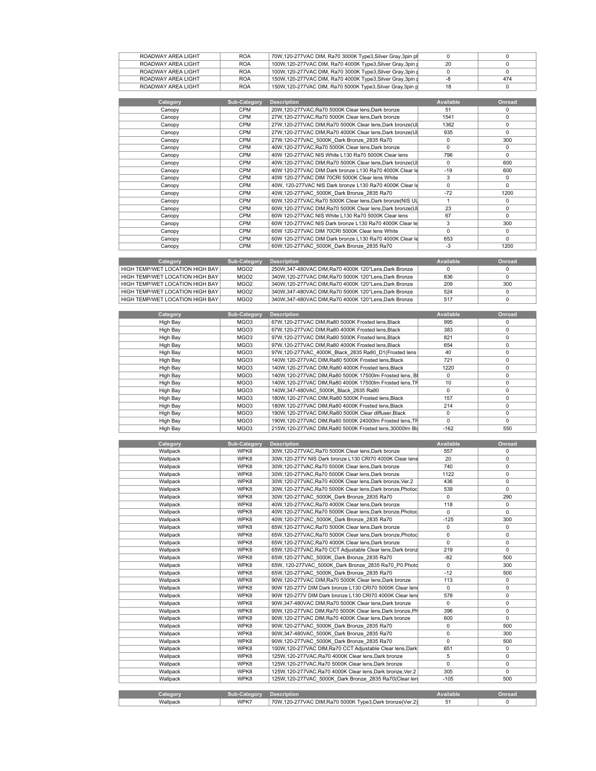| | | | | |
|---|---|---|---|---|
| ROADWAY AREA LIGHT | ROA | 70W,120-277VAC DIM, Ra70 3000K Type3,Silver Gray,3pin pł | 0 | 0 |
| ROADWAY AREA LIGHT | ROA | 100W,120-277VAC DIM, Ra70 4000K Type3,Silver Gray,3pin p | 20 | 0 |
| ROADWAY AREA LIGHT | ROA | 100W,120-277VAC DIM, Ra70 3000K Type3,Silver Gray,3pin p | 0 | 0 |
| ROADWAY AREA LIGHT | ROA | 150W,120-277VAC DIM, Ra70 4000K Type3,Silver Gray,3pin p | -8 | 474 |
| ROADWAY AREA LIGHT | ROA | 150W,120-277VAC DIM, Ra70 5000K Type3,Silver Gray,3pin p | 18 | 0 |

| Category | Sub-Category | Description | Available | Onroad |
|---|---|---|---|---|
| Canopy | CPM | 20W,120-277VAC,Ra70 5000K Clear lens,Dark bronze | 51 | 0 |
| Canopy | CPM | 27W,120-277VAC,Ra70 5000K Clear lens,Dark bronze | 1541 | 0 |
| Canopy | CPM | 27W,120-277VAC DIM,Ra70 5000K Clear lens,Dark bronze(UI | 1362 | 0 |
| Canopy | CPM | 27W,120-277VAC DIM,Ra70 4000K Clear lens,Dark bronze(UI | 935 | 0 |
| Canopy | CPM | 27W,120-277VAC_5000K_Dark Bronze_2835 Ra70 | 0 | 300 |
| Canopy | CPM | 40W,120-277VAC,Ra70 5000K Clear lens,Dark bronze | 0 | 0 |
| Canopy | CPM | 40W 120-277VAC NIS White L130 Ra70 5000K Clear lens | 796 | 0 |
| Canopy | CPM | 40W,120-277VAC DIM,Ra70 5000K Clear lens,Dark bronze(UI | 0 | 600 |
| Canopy | CPM | 40W 120-277VAC DIM Dark bronze L130 Ra70 4000K Clear le | -19 | 600 |
| Canopy | CPM | 40W 120-277VAC DIM 70CRI 5000K Clear lens White | 3 | 0 |
| Canopy | CPM | 40W, 120-277VAC NIS Dark bronze L130 Ra70 4000K Clear le | 0 | 0 |
| Canopy | CPM | 40W,120-277VAC_5000K_Dark Bronze_2835 Ra70 | -72 | 1200 |
| Canopy | CPM | 60W,120-277VAC,Ra70 5000K Clear lens,Dark bronze(NIS UL | 1 | 0 |
| Canopy | CPM | 60W,120-277VAC DIM,Ra70 5000K Clear lens,Dark bronze(UI | 23 | 0 |
| Canopy | CPM | 60W 120-277VAC NIS White L130 Ra70 5000K Clear lens | 67 | 0 |
| Canopy | CPM | 60W 120-277VAC NIS Dark bronze L130 Ra70 4000K Clear le | 3 | 300 |
| Canopy | CPM | 60W 120-277VAC DIM 70CRI 5000K Clear lens White | 0 | 0 |
| Canopy | CPM | 60W 120-277VAC DIM Dark bronze L130 Ra70 4000K Clear le | 653 | 0 |
| Canopy | CPM | 60W,120-277VAC_5000K_Dark Bronze_2835 Ra70 | -3 | 1200 |

| Category | Sub-Category | Description | Available | Onroad |
|---|---|---|---|---|
| HIGH TEMP/WET LOCATION HIGH BAY | MGO2 | 250W,347-480VAC DIM,Ra70 4000K 120°Lens,Dark Bronze | 0 | 0 |
| HIGH TEMP/WET LOCATION HIGH BAY | MGO2 | 340W,120-277VAC DIM,Ra70 5000K 120°Lens,Dark Bronze | 836 | 0 |
| HIGH TEMP/WET LOCATION HIGH BAY | MGO2 | 340W,120-277VAC DIM,Ra70 4000K 120°Lens,Dark Bronze | 209 | 300 |
| HIGH TEMP/WET LOCATION HIGH BAY | MGO2 | 340W,347-480VAC DIM,Ra70 5000K 120°Lens,Dark Bronze | 524 | 0 |
| HIGH TEMP/WET LOCATION HIGH BAY | MGO2 | 340W,347-480VAC DIM,Ra70 4000K 120°Lens,Dark Bronze | 517 | 0 |

| Category | Sub-Category | Description | Available | Onroad |
|---|---|---|---|---|
| High Bay | MGO3 | 67W,120-277VAC DIM,Ra80 5000K Frosted lens,Black | 995 | 0 |
| High Bay | MGO3 | 67W,120-277VAC DIM,Ra80 4000K Frosted lens,Black | 383 | 0 |
| High Bay | MGO3 | 97W,120-277VAC DIM,Ra80 5000K Frosted lens,Black | 821 | 0 |
| High Bay | MGO3 | 97W,120-277VAC DIM,Ra80 4000K Frosted lens,Black | 654 | 0 |
| High Bay | MGO3 | 97W,120-277VAC_4000K_Black_2835 Ra80_D1(Frosted lens | 40 | 0 |
| High Bay | MGO3 | 140W,120-277VAC DIM,Ra80 5000K Frosted lens,Black | 721 | 0 |
| High Bay | MGO3 | 140W,120-277VAC DIM,Ra80 4000K Frosted lens,Black | 1220 | 0 |
| High Bay | MGO3 | 140W,120-277VAC DIM,Ra80 5000K 17500lm Frosted lens, Bl | 0 | 0 |
| High Bay | MGO3 | 140W,120-277VAC DIM,Ra80 4000K 17500lm Frosted lens,TF | 10 | 0 |
| High Bay | MGO3 | 140W,347-480VAC_5000K_Black_2835 Ra80 | 0 | 0 |
| High Bay | MGO3 | 180W,120-277VAC DIM,Ra80 5000K Frosted lens,Black | 157 | 0 |
| High Bay | MGO3 | 180W,120-277VAC DIM,Ra80 4000K Frosted lens,Black | 214 | 0 |
| High Bay | MGO3 | 190W,120-277VAC DIM,Ra80 5000K Clear diffuser,Black | 0 | 0 |
| High Bay | MGO3 | 190W,120-277VAC DIM,Ra80 5000K 24000lm Frosted lens,TF | 0 | 0 |
| High Bay | MGO3 | 215W,120-277VAC DIM,Ra80 5000K Frosted lens,30000lm Bla | -162 | 550 |

| Category | Sub-Category | Description | Available | Onroad |
|---|---|---|---|---|
| Wallpack | WPK8 | 30W,120-277VAC,Ra70 5000K Clear lens,Dark bronze | 557 | 0 |
| Wallpack | WPK8 | 30W,120-277V NIS Dark bronze L130 CRI70 4000K Clear lens | 20 | 0 |
| Wallpack | WPK8 | 30W,120-277VAC,Ra70 5000K Clear lens,Dark bronze | 740 | 0 |
| Wallpack | WPK8 | 30W,120-277VAC,Ra70 5000K Clear lens,Dark bronze | 1122 | 0 |
| Wallpack | WPK8 | 30W,120-277VAC,Ra70 4000K Clear lens,Dark bronze,Ver.2 | 436 | 0 |
| Wallpack | WPK8 | 30W,120-277VAC,Ra70 5000K Clear lens,Dark bronze,Photoc | 539 | 0 |
| Wallpack | WPK8 | 30W,120-277VAC_5000K_Dark Bronze_2835 Ra70 | 0 | 290 |
| Wallpack | WPK8 | 40W,120-277VAC,Ra70 4000K Clear lens,Dark bronze | 118 | 0 |
| Wallpack | WPK8 | 40W,120-277VAC,Ra70 5000K Clear lens,Dark bronze,Photoc | 0 | 0 |
| Wallpack | WPK8 | 40W,120-277VAC_5000K_Dark Bronze_2835 Ra70 | -125 | 300 |
| Wallpack | WPK8 | 65W,120-277VAC,Ra70 5000K Clear lens,Dark bronze | 0 | 0 |
| Wallpack | WPK8 | 65W,120-277VAC,Ra70 5000K Clear lens,Dark bronze,Photoc | 0 | 0 |
| Wallpack | WPK8 | 65W,120-277VAC,Ra70 4000K Clear lens,Dark bronze | 0 | 0 |
| Wallpack | WPK8 | 65W,120-277VAC,Ra70 CCT Adjustable Clear lens,Dark bronz | 219 | 0 |
| Wallpack | WPK8 | 65W,120-277VAC_5000K_Dark Bronze_2835 Ra70 | -82 | 500 |
| Wallpack | WPK8 | 65W, 120-277VAC_5000K_Dark Bronze_2835 Ra70_P0 Photo | 0 | 300 |
| Wallpack | WPK8 | 65W,120-277VAC_5000K_Dark Bronze_2835 Ra70 | -12 | 500 |
| Wallpack | WPK8 | 90W,120-277VAC DIM,Ra70 5000K Clear lens,Dark bronze | 113 | 0 |
| Wallpack | WPK8 | 90W 120-277V DIM Dark bronze L130 CRI70 5000K Clear lens | 0 | 0 |
| Wallpack | WPK8 | 90W 120-277V DIM Dark bronze L130 CRI70 4000K Clear lens | 578 | 0 |
| Wallpack | WPK8 | 90W,347-480VAC DIM,Ra70 5000K Clear lens,Dark bronze | 0 | 0 |
| Wallpack | WPK8 | 90W,120-277VAC DIM,Ra70 5000K Clear lens,Dark bronze,Ph | 396 | 0 |
| Wallpack | WPK8 | 90W,120-277VAC DIM,Ra70 4000K Clear lens,Dark bronze | 600 | 0 |
| Wallpack | WPK8 | 90W,120-277VAC_5000K_Dark Bronze_2835 Ra70 | 0 | 500 |
| Wallpack | WPK8 | 90W,347-480VAC_5000K_Dark Bronze_2835 Ra70 | 0 | 300 |
| Wallpack | WPK8 | 90W,120-277VAC_5000K_Dark Bronze_2835 Ra70 | 0 | 500 |
| Wallpack | WPK8 | 100W,120-277VAC DIM,Ra70 CCT Adjustable Clear lens,Dark | 651 | 0 |
| Wallpack | WPK8 | 125W,120-277VAC,Ra70 4000K Clear lens,Dark bronze | 5 | 0 |
| Wallpack | WPK8 | 125W,120-277VAC,Ra70 5000K Clear lens,Dark bronze | 0 | 0 |
| Wallpack | WPK8 | 125W,120-277VAC,Ra70 4000K Clear lens,Dark bronze,Ver.2 | 305 | 0 |
| Wallpack | WPK8 | 125W,120-277VAC_5000K_Dark Bronze_2835 Ra70(Clear len | -105 | 500 |

| Category | Sub-Category | Description | Available | Onroad |
|---|---|---|---|---|
| Wallpack | WPK7 | 70W,120-277VAC DIM,Ra70 5000K Type3,Dark bronze(Ver.2) | 51 | 0 |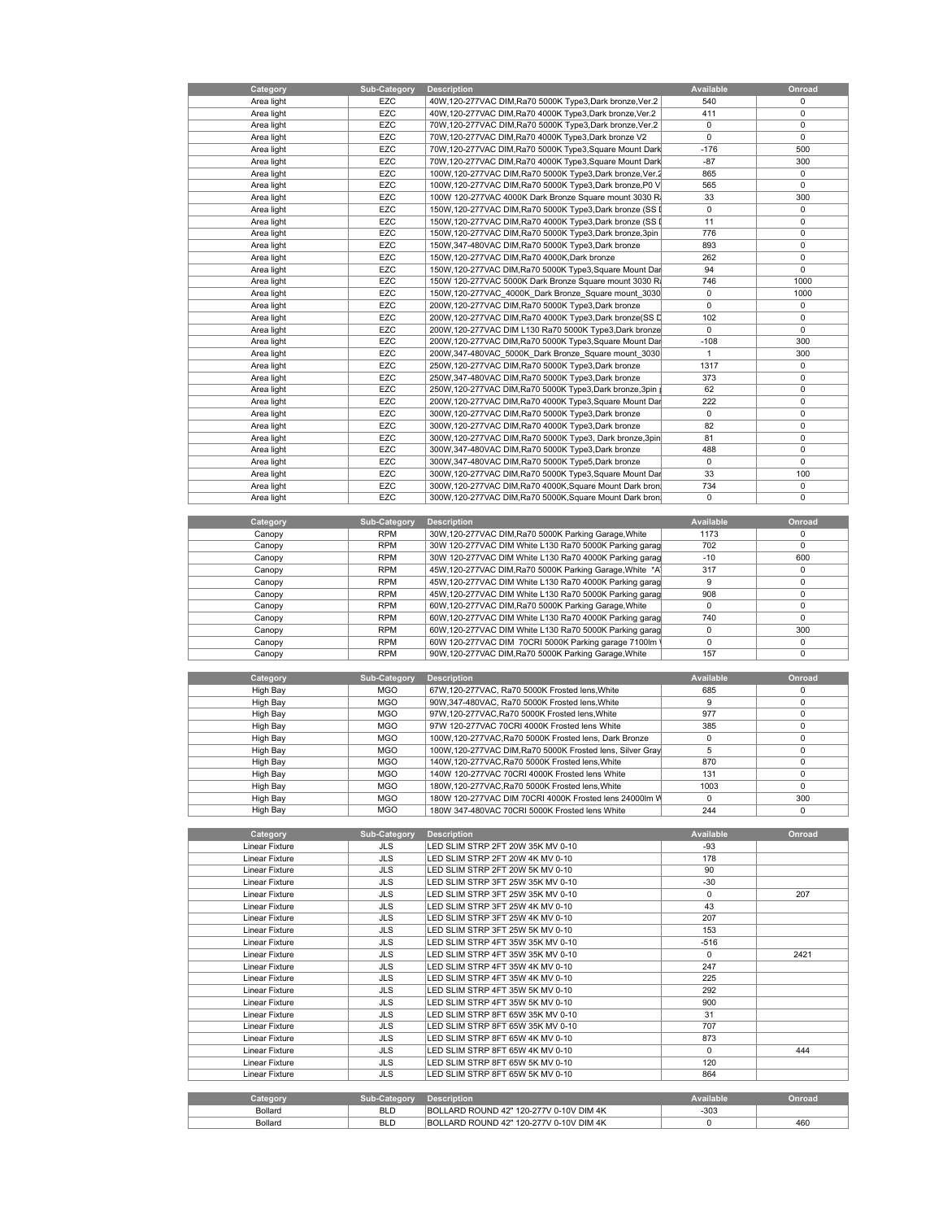| Category | Sub-Category | Description | Available | Onroad |
|---|---|---|---|---|
| Area light | EZC | 40W,120-277VAC DIM,Ra70 5000K Type3,Dark bronze,Ver.2 | 540 | 0 |
| Area light | EZC | 40W,120-277VAC DIM,Ra70 4000K Type3,Dark bronze,Ver.2 | 411 | 0 |
| Area light | EZC | 70W,120-277VAC DIM,Ra70 5000K Type3,Dark bronze,Ver.2 | 0 | 0 |
| Area light | EZC | 70W,120-277VAC DIM,Ra70 4000K Type3,Dark bronze V2 | 0 | 0 |
| Area light | EZC | 70W,120-277VAC DIM,Ra70 5000K Type3,Square Mount Dark | -176 | 500 |
| Area light | EZC | 70W,120-277VAC DIM,Ra70 4000K Type3,Square Mount Dark | -87 | 300 |
| Area light | EZC | 100W,120-277VAC DIM,Ra70 5000K Type3,Dark bronze,Ver.2 | 865 | 0 |
| Area light | EZC | 100W,120-277VAC DIM,Ra70 5000K Type3,Dark bronze,P0 V | 565 | 0 |
| Area light | EZC | 100W 120-277VAC 4000K Dark Bronze Square mount 3030 R | 33 | 300 |
| Area light | EZC | 150W,120-277VAC DIM,Ra70 5000K Type3,Dark bronze (SS | 0 | 0 |
| Area light | EZC | 150W,120-277VAC DIM,Ra70 4000K Type3,Dark bronze (SS | 11 | 0 |
| Area light | EZC | 150W,120-277VAC DIM,Ra70 5000K Type3,Dark bronze,3pin | 776 | 0 |
| Area light | EZC | 150W,347-480VAC DIM,Ra70 5000K Type3,Dark bronze | 893 | 0 |
| Area light | EZC | 150W,120-277VAC DIM,Ra70 4000K,Dark bronze | 262 | 0 |
| Area light | EZC | 150W,120-277VAC DIM,Ra70 5000K Type3,Square Mount Dar | 94 | 0 |
| Area light | EZC | 150W 120-277VAC 5000K Dark Bronze Square mount 3030 R | 746 | 1000 |
| Area light | EZC | 150W,120-277VAC_4000K_Dark Bronze_Square mount_3030 | 0 | 1000 |
| Area light | EZC | 200W,120-277VAC DIM,Ra70 5000K Type3,Dark bronze | 0 | 0 |
| Area light | EZC | 200W,120-277VAC DIM,Ra70 4000K Type3,Dark bronze(SS D | 102 | 0 |
| Area light | EZC | 200W,120-277VAC DIM L130 Ra70 5000K Type3,Dark bronze | 0 | 0 |
| Area light | EZC | 200W,120-277VAC DIM,Ra70 5000K Type3,Square Mount Dar | -108 | 300 |
| Area light | EZC | 200W,347-480VAC_5000K_Dark Bronze_Square mount_3030 | 1 | 300 |
| Area light | EZC | 250W,120-277VAC DIM,Ra70 5000K Type3,Dark bronze | 1317 | 0 |
| Area light | EZC | 250W,347-480VAC DIM,Ra70 5000K Type3,Dark bronze | 373 | 0 |
| Area light | EZC | 250W,120-277VAC DIM,Ra70 5000K Type3,Dark bronze,3pin | 62 | 0 |
| Area light | EZC | 200W,120-277VAC DIM,Ra70 4000K Type3,Square Mount Dar | 222 | 0 |
| Area light | EZC | 300W,120-277VAC DIM,Ra70 5000K Type3,Dark bronze | 0 | 0 |
| Area light | EZC | 300W,120-277VAC DIM,Ra70 4000K Type3,Dark bronze | 82 | 0 |
| Area light | EZC | 300W,120-277VAC DIM,Ra70 5000K Type3, Dark bronze,3pin | 81 | 0 |
| Area light | EZC | 300W,347-480VAC DIM,Ra70 5000K Type3,Dark bronze | 488 | 0 |
| Area light | EZC | 300W,347-480VAC DIM,Ra70 5000K Type5,Dark bronze | 0 | 0 |
| Area light | EZC | 300W,120-277VAC DIM,Ra70 5000K Type3,Square Mount Dar | 33 | 100 |
| Area light | EZC | 300W,120-277VAC DIM,Ra70 4000K,Square Mount Dark bron | 734 | 0 |
| Area light | EZC | 300W,120-277VAC DIM,Ra70 5000K,Square Mount Dark bron | 0 | 0 |

| Category | Sub-Category | Description | Available | Onroad |
|---|---|---|---|---|
| Canopy | RPM | 30W,120-277VAC DIM,Ra70 5000K Parking Garage,White | 1173 | 0 |
| Canopy | RPM | 30W 120-277VAC DIM White L130 Ra70 5000K Parking garag | 702 | 0 |
| Canopy | RPM | 30W 120-277VAC DIM White L130 Ra70 4000K Parking garag | -10 | 600 |
| Canopy | RPM | 45W,120-277VAC DIM,Ra70 5000K Parking Garage,White "A | 317 | 0 |
| Canopy | RPM | 45W,120-277VAC DIM White L130 Ra70 4000K Parking garag | 9 | 0 |
| Canopy | RPM | 45W,120-277VAC DIM White L130 Ra70 5000K Parking garag | 908 | 0 |
| Canopy | RPM | 60W,120-277VAC DIM,Ra70 5000K Parking Garage,White | 0 | 0 |
| Canopy | RPM | 60W,120-277VAC DIM White L130 Ra70 4000K Parking garag | 740 | 0 |
| Canopy | RPM | 60W,120-277VAC DIM White L130 Ra70 5000K Parking garag | 0 | 300 |
| Canopy | RPM | 60W 120-277VAC DIM 70CRI 5000K Parking garage 7100lm | 0 | 0 |
| Canopy | RPM | 90W,120-277VAC DIM,Ra70 5000K Parking Garage,White | 157 | 0 |

| Category | Sub-Category | Description | Available | Onroad |
|---|---|---|---|---|
| High Bay | MGO | 67W,120-277VAC, Ra70 5000K Frosted lens,White | 685 | 0 |
| High Bay | MGO | 90W,347-480VAC, Ra70 5000K Frosted lens,White | 9 | 0 |
| High Bay | MGO | 97W,120-277VAC,Ra70 5000K Frosted lens,White | 977 | 0 |
| High Bay | MGO | 97W 120-277VAC 70CRI 4000K Frosted lens White | 385 | 0 |
| High Bay | MGO | 100W,120-277VAC,Ra70 5000K Frosted lens, Dark Bronze | 0 | 0 |
| High Bay | MGO | 100W,120-277VAC DIM,Ra70 5000K Frosted lens, Silver Gray | 5 | 0 |
| High Bay | MGO | 140W,120-277VAC,Ra70 5000K Frosted lens,White | 870 | 0 |
| High Bay | MGO | 140W 120-277VAC 70CRI 4000K Frosted lens White | 131 | 0 |
| High Bay | MGO | 180W,120-277VAC,Ra70 5000K Frosted lens,White | 1003 | 0 |
| High Bay | MGO | 180W 120-277VAC DIM 70CRI 4000K Frosted lens 24000lm W | 0 | 300 |
| High Bay | MGO | 180W 347-480VAC 70CRI 5000K Frosted lens White | 244 | 0 |

| Category | Sub-Category | Description | Available | Onroad |
|---|---|---|---|---|
| Linear Fixture | JLS | LED SLIM STRP 2FT 20W 35K MV 0-10 | -93 | |
| Linear Fixture | JLS | LED SLIM STRP 2FT 20W 4K MV 0-10 | 178 | |
| Linear Fixture | JLS | LED SLIM STRP 2FT 20W 5K MV 0-10 | 90 | |
| Linear Fixture | JLS | LED SLIM STRP 3FT 25W 35K MV 0-10 | -30 | |
| Linear Fixture | JLS | LED SLIM STRP 3FT 25W 35K MV 0-10 | 0 | 207 |
| Linear Fixture | JLS | LED SLIM STRP 3FT 25W 4K MV 0-10 | 43 | |
| Linear Fixture | JLS | LED SLIM STRP 3FT 25W 4K MV 0-10 | 207 | |
| Linear Fixture | JLS | LED SLIM STRP 3FT 25W 5K MV 0-10 | 153 | |
| Linear Fixture | JLS | LED SLIM STRP 4FT 35W 35K MV 0-10 | -516 | |
| Linear Fixture | JLS | LED SLIM STRP 4FT 35W 35K MV 0-10 | 0 | 2421 |
| Linear Fixture | JLS | LED SLIM STRP 4FT 35W 4K MV 0-10 | 247 | |
| Linear Fixture | JLS | LED SLIM STRP 4FT 35W 4K MV 0-10 | 225 | |
| Linear Fixture | JLS | LED SLIM STRP 4FT 35W 5K MV 0-10 | 292 | |
| Linear Fixture | JLS | LED SLIM STRP 4FT 35W 5K MV 0-10 | 900 | |
| Linear Fixture | JLS | LED SLIM STRP 8FT 65W 35K MV 0-10 | 31 | |
| Linear Fixture | JLS | LED SLIM STRP 8FT 65W 35K MV 0-10 | 707 | |
| Linear Fixture | JLS | LED SLIM STRP 8FT 65W 4K MV 0-10 | 873 | |
| Linear Fixture | JLS | LED SLIM STRP 8FT 65W 4K MV 0-10 | 0 | 444 |
| Linear Fixture | JLS | LED SLIM STRP 8FT 65W 5K MV 0-10 | 120 | |
| Linear Fixture | JLS | LED SLIM STRP 8FT 65W 5K MV 0-10 | 864 | |

| Category | Sub-Category | Description | Available | Onroad |
|---|---|---|---|---|
| Bollard | BLD | BOLLARD ROUND 42" 120-277V 0-10V DIM 4K | -303 | |
| Bollard | BLD | BOLLARD ROUND 42" 120-277V 0-10V DIM 4K | 0 | 460 |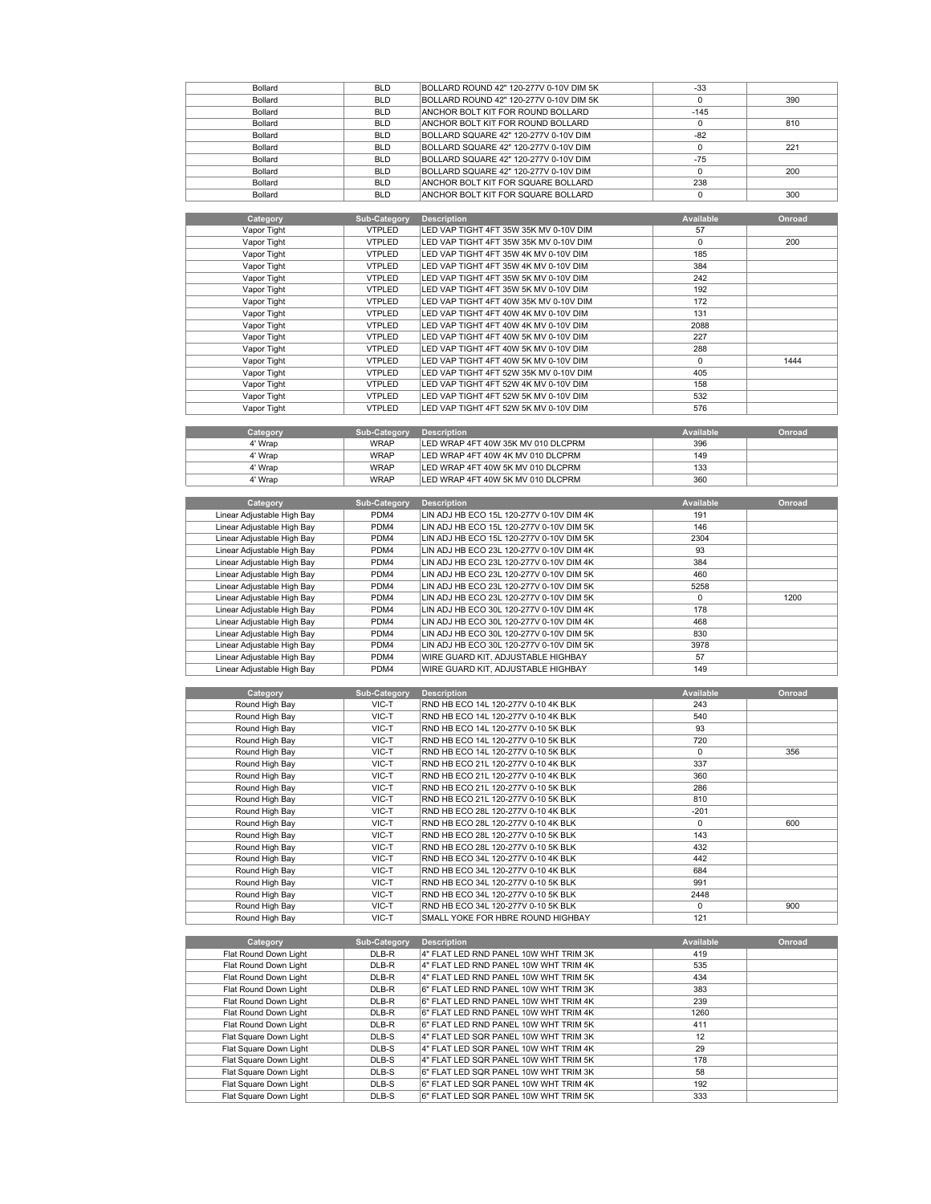| Category | Sub-Category | Description | Available | Onroad |
| --- | --- | --- | --- | --- |
| Bollard | BLD | BOLLARD ROUND 42" 120-277V 0-10V DIM 5K | -33 | |
| Bollard | BLD | BOLLARD ROUND 42" 120-277V 0-10V DIM 5K | 0 | 390 |
| Bollard | BLD | ANCHOR BOLT KIT FOR ROUND BOLLARD | -145 | |
| Bollard | BLD | ANCHOR BOLT KIT FOR ROUND BOLLARD | 0 | 810 |
| Bollard | BLD | BOLLARD SQUARE 42" 120-277V 0-10V DIM | -82 | |
| Bollard | BLD | BOLLARD SQUARE 42" 120-277V 0-10V DIM | 0 | 221 |
| Bollard | BLD | BOLLARD SQUARE 42" 120-277V 0-10V DIM | -75 | |
| Bollard | BLD | BOLLARD SQUARE 42" 120-277V 0-10V DIM | 0 | 200 |
| Bollard | BLD | ANCHOR BOLT KIT FOR SQUARE BOLLARD | 238 | |
| Bollard | BLD | ANCHOR BOLT KIT FOR SQUARE BOLLARD | 0 | 300 |

| Category | Sub-Category | Description | Available | Onroad |
| --- | --- | --- | --- | --- |
| Vapor Tight | VTPLED | LED VAP TIGHT 4FT 35W 35K MV 0-10V DIM | 57 | |
| Vapor Tight | VTPLED | LED VAP TIGHT 4FT 35W 35K MV 0-10V DIM | 0 | 200 |
| Vapor Tight | VTPLED | LED VAP TIGHT 4FT 35W 4K MV 0-10V DIM | 185 | |
| Vapor Tight | VTPLED | LED VAP TIGHT 4FT 35W 4K MV 0-10V DIM | 384 | |
| Vapor Tight | VTPLED | LED VAP TIGHT 4FT 35W 5K MV 0-10V DIM | 242 | |
| Vapor Tight | VTPLED | LED VAP TIGHT 4FT 35W 5K MV 0-10V DIM | 192 | |
| Vapor Tight | VTPLED | LED VAP TIGHT 4FT 40W 35K MV 0-10V DIM | 172 | |
| Vapor Tight | VTPLED | LED VAP TIGHT 4FT 40W 4K MV 0-10V DIM | 131 | |
| Vapor Tight | VTPLED | LED VAP TIGHT 4FT 40W 4K MV 0-10V DIM | 2088 | |
| Vapor Tight | VTPLED | LED VAP TIGHT 4FT 40W 5K MV 0-10V DIM | 227 | |
| Vapor Tight | VTPLED | LED VAP TIGHT 4FT 40W 5K MV 0-10V DIM | 288 | |
| Vapor Tight | VTPLED | LED VAP TIGHT 4FT 40W 5K MV 0-10V DIM | 0 | 1444 |
| Vapor Tight | VTPLED | LED VAP TIGHT 4FT 52W 35K MV 0-10V DIM | 405 | |
| Vapor Tight | VTPLED | LED VAP TIGHT 4FT 52W 4K MV 0-10V DIM | 158 | |
| Vapor Tight | VTPLED | LED VAP TIGHT 4FT 52W 5K MV 0-10V DIM | 532 | |
| Vapor Tight | VTPLED | LED VAP TIGHT 4FT 52W 5K MV 0-10V DIM | 576 | |

| Category | Sub-Category | Description | Available | Onroad |
| --- | --- | --- | --- | --- |
| 4' Wrap | WRAP | LED WRAP 4FT 40W 35K MV 010 DLCPRM | 396 | |
| 4' Wrap | WRAP | LED WRAP 4FT 40W 4K MV 010 DLCPRM | 149 | |
| 4' Wrap | WRAP | LED WRAP 4FT 40W 5K MV 010 DLCPRM | 133 | |
| 4' Wrap | WRAP | LED WRAP 4FT 40W 5K MV 010 DLCPRM | 360 | |

| Category | Sub-Category | Description | Available | Onroad |
| --- | --- | --- | --- | --- |
| Linear Adjustable High Bay | PDM4 | LIN ADJ HB ECO 15L 120-277V 0-10V DIM 4K | 191 | |
| Linear Adjustable High Bay | PDM4 | LIN ADJ HB ECO 15L 120-277V 0-10V DIM 5K | 146 | |
| Linear Adjustable High Bay | PDM4 | LIN ADJ HB ECO 15L 120-277V 0-10V DIM 5K | 2304 | |
| Linear Adjustable High Bay | PDM4 | LIN ADJ HB ECO 23L 120-277V 0-10V DIM 4K | 93 | |
| Linear Adjustable High Bay | PDM4 | LIN ADJ HB ECO 23L 120-277V 0-10V DIM 4K | 384 | |
| Linear Adjustable High Bay | PDM4 | LIN ADJ HB ECO 23L 120-277V 0-10V DIM 5K | 460 | |
| Linear Adjustable High Bay | PDM4 | LIN ADJ HB ECO 23L 120-277V 0-10V DIM 5K | 5258 | |
| Linear Adjustable High Bay | PDM4 | LIN ADJ HB ECO 23L 120-277V 0-10V DIM 5K | 0 | 1200 |
| Linear Adjustable High Bay | PDM4 | LIN ADJ HB ECO 30L 120-277V 0-10V DIM 4K | 178 | |
| Linear Adjustable High Bay | PDM4 | LIN ADJ HB ECO 30L 120-277V 0-10V DIM 4K | 468 | |
| Linear Adjustable High Bay | PDM4 | LIN ADJ HB ECO 30L 120-277V 0-10V DIM 5K | 830 | |
| Linear Adjustable High Bay | PDM4 | LIN ADJ HB ECO 30L 120-277V 0-10V DIM 5K | 3978 | |
| Linear Adjustable High Bay | PDM4 | WIRE GUARD KIT, ADJUSTABLE HIGHBAY | 57 | |
| Linear Adjustable High Bay | PDM4 | WIRE GUARD KIT, ADJUSTABLE HIGHBAY | 149 | |

| Category | Sub-Category | Description | Available | Onroad |
| --- | --- | --- | --- | --- |
| Round High Bay | VIC-T | RND HB ECO 14L 120-277V 0-10 4K BLK | 243 | |
| Round High Bay | VIC-T | RND HB ECO 14L 120-277V 0-10 4K BLK | 540 | |
| Round High Bay | VIC-T | RND HB ECO 14L 120-277V 0-10 5K BLK | 93 | |
| Round High Bay | VIC-T | RND HB ECO 14L 120-277V 0-10 5K BLK | 720 | |
| Round High Bay | VIC-T | RND HB ECO 14L 120-277V 0-10 5K BLK | 0 | 356 |
| Round High Bay | VIC-T | RND HB ECO 21L 120-277V 0-10 4K BLK | 337 | |
| Round High Bay | VIC-T | RND HB ECO 21L 120-277V 0-10 4K BLK | 360 | |
| Round High Bay | VIC-T | RND HB ECO 21L 120-277V 0-10 5K BLK | 286 | |
| Round High Bay | VIC-T | RND HB ECO 21L 120-277V 0-10 5K BLK | 810 | |
| Round High Bay | VIC-T | RND HB ECO 28L 120-277V 0-10 4K BLK | -201 | |
| Round High Bay | VIC-T | RND HB ECO 28L 120-277V 0-10 4K BLK | 0 | 600 |
| Round High Bay | VIC-T | RND HB ECO 28L 120-277V 0-10 5K BLK | 143 | |
| Round High Bay | VIC-T | RND HB ECO 28L 120-277V 0-10 5K BLK | 432 | |
| Round High Bay | VIC-T | RND HB ECO 34L 120-277V 0-10 4K BLK | 442 | |
| Round High Bay | VIC-T | RND HB ECO 34L 120-277V 0-10 4K BLK | 684 | |
| Round High Bay | VIC-T | RND HB ECO 34L 120-277V 0-10 5K BLK | 991 | |
| Round High Bay | VIC-T | RND HB ECO 34L 120-277V 0-10 5K BLK | 2448 | |
| Round High Bay | VIC-T | RND HB ECO 34L 120-277V 0-10 5K BLK | 0 | 900 |
| Round High Bay | VIC-T | SMALL YOKE FOR HBRE ROUND HIGHBAY | 121 | |

| Category | Sub-Category | Description | Available | Onroad |
| --- | --- | --- | --- | --- |
| Flat Round Down Light | DLB-R | 4" FLAT LED RND PANEL 10W WHT TRIM 3K | 419 | |
| Flat Round Down Light | DLB-R | 4" FLAT LED RND PANEL 10W WHT TRIM 4K | 535 | |
| Flat Round Down Light | DLB-R | 4" FLAT LED RND PANEL 10W WHT TRIM 5K | 434 | |
| Flat Round Down Light | DLB-R | 6" FLAT LED RND PANEL 10W WHT TRIM 3K | 383 | |
| Flat Round Down Light | DLB-R | 6" FLAT LED RND PANEL 10W WHT TRIM 4K | 239 | |
| Flat Round Down Light | DLB-R | 6" FLAT LED RND PANEL 10W WHT TRIM 4K | 1260 | |
| Flat Round Down Light | DLB-R | 6" FLAT LED RND PANEL 10W WHT TRIM 5K | 411 | |
| Flat Square Down Light | DLB-S | 4" FLAT LED SQR PANEL 10W WHT TRIM 3K | 12 | |
| Flat Square Down Light | DLB-S | 4" FLAT LED SQR PANEL 10W WHT TRIM 4K | 29 | |
| Flat Square Down Light | DLB-S | 4" FLAT LED SQR PANEL 10W WHT TRIM 5K | 178 | |
| Flat Square Down Light | DLB-S | 6" FLAT LED SQR PANEL 10W WHT TRIM 3K | 58 | |
| Flat Square Down Light | DLB-S | 6" FLAT LED SQR PANEL 10W WHT TRIM 4K | 192 | |
| Flat Square Down Light | DLB-S | 6" FLAT LED SQR PANEL 10W WHT TRIM 5K | 333 | |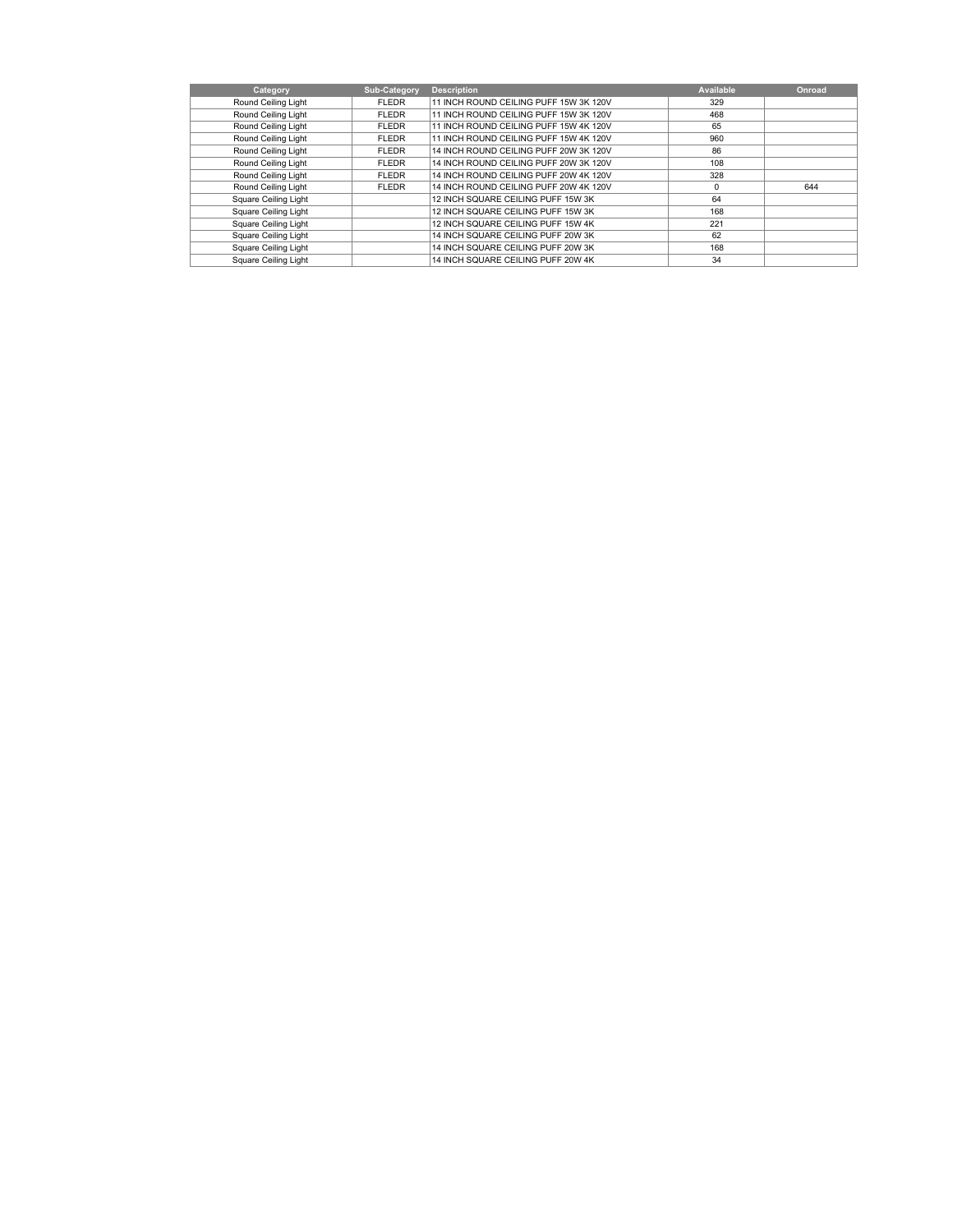| Category | Sub-Category | Description | Available | Onroad |
| --- | --- | --- | --- | --- |
| Round Ceiling Light | FLEDR | 11 INCH ROUND CEILING PUFF 15W 3K 120V | 329 | |
| Round Ceiling Light | FLEDR | 11 INCH ROUND CEILING PUFF 15W 3K 120V | 468 | |
| Round Ceiling Light | FLEDR | 11 INCH ROUND CEILING PUFF 15W 4K 120V | 65 | |
| Round Ceiling Light | FLEDR | 11 INCH ROUND CEILING PUFF 15W 4K 120V | 960 | |
| Round Ceiling Light | FLEDR | 14 INCH ROUND CEILING PUFF 20W 3K 120V | 86 | |
| Round Ceiling Light | FLEDR | 14 INCH ROUND CEILING PUFF 20W 3K 120V | 108 | |
| Round Ceiling Light | FLEDR | 14 INCH ROUND CEILING PUFF 20W 4K 120V | 328 | |
| Round Ceiling Light | FLEDR | 14 INCH ROUND CEILING PUFF 20W 4K 120V | 0 | 644 |
| Square Ceiling Light | | 12 INCH SQUARE CEILING PUFF 15W 3K | 64 | |
| Square Ceiling Light | | 12 INCH SQUARE CEILING PUFF 15W 3K | 168 | |
| Square Ceiling Light | | 12 INCH SQUARE CEILING PUFF 15W 4K | 221 | |
| Square Ceiling Light | | 14 INCH SQUARE CEILING PUFF 20W 3K | 62 | |
| Square Ceiling Light | | 14 INCH SQUARE CEILING PUFF 20W 3K | 168 | |
| Square Ceiling Light | | 14 INCH SQUARE CEILING PUFF 20W 4K | 34 | |